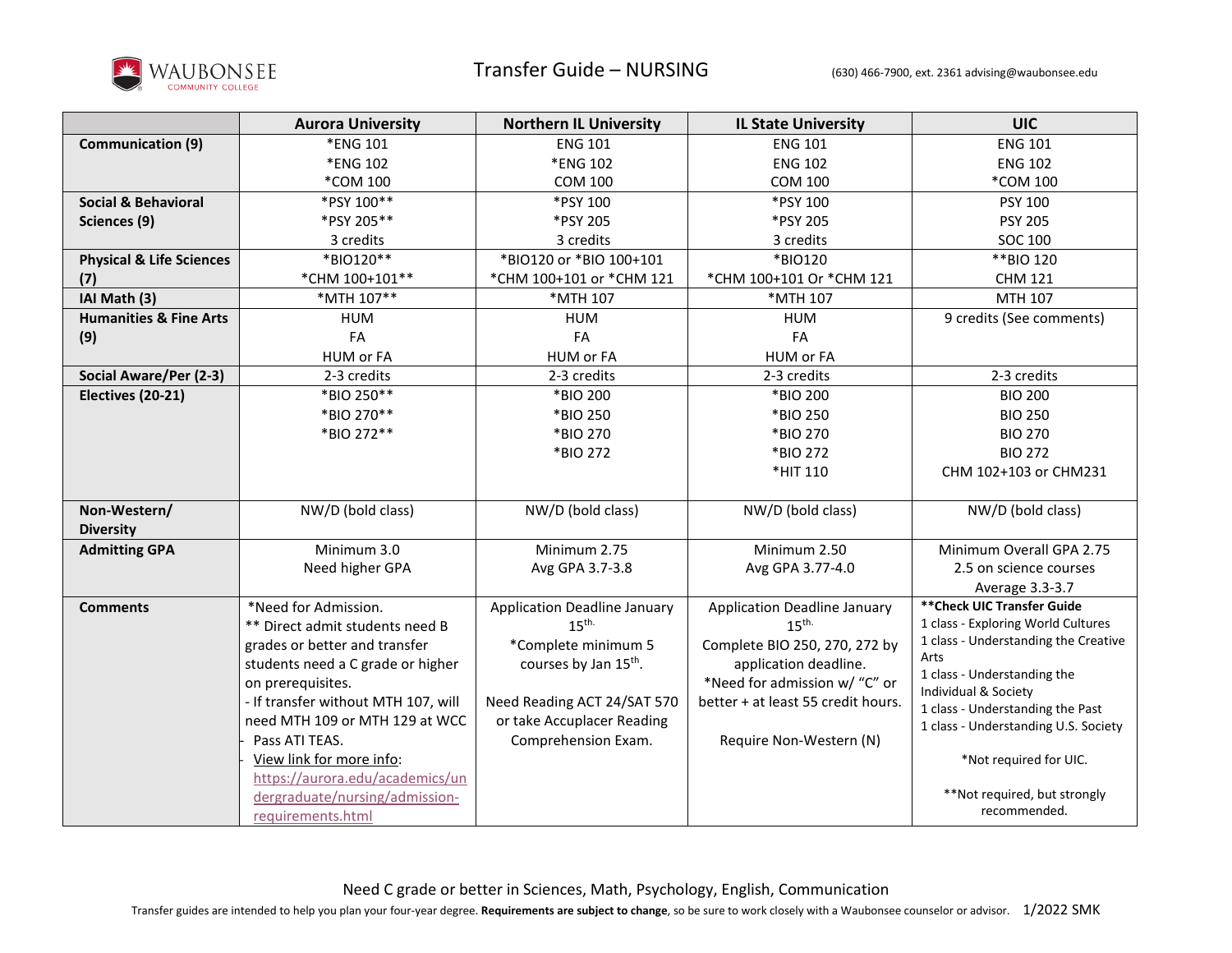# Transfer Guide – NURSING

WAUBONSEE COMMUNITY COLLEGE

(630) 466-7900, ext. 2361 advising@waubonsee.edu

| | Aurora University | Northern IL University | IL State University | UIC |
|---|---|---|---|---|
| **Communication (9)** | *ENG 101<br>*ENG 102<br>*COM 100 | ENG 101<br>*ENG 102<br>COM 100 | ENG 101<br>ENG 102<br>COM 100 | ENG 101<br>ENG 102<br>*COM 100 |
| **Social & Behavioral Sciences (9)** | *PSY 100**<br>*PSY 205**<br>3 credits | *PSY 100<br>*PSY 205<br>3 credits | *PSY 100<br>*PSY 205<br>3 credits | PSY 100<br>PSY 205<br>SOC 100 |
| **Physical & Life Sciences (7)** | *BIO120**<br>*CHM 100+101** | *BIO120 or *BIO 100+101<br>*CHM 100+101 or *CHM 121 | *BIO120<br>*CHM 100+101 Or *CHM 121 | **BIO 120<br>CHM 121 |
| **IAI Math (3)** | *MTH 107** | *MTH 107 | *MTH 107 | MTH 107 |
| **Humanities & Fine Arts (9)** | HUM<br>FA<br>HUM or FA | HUM<br>FA<br>HUM or FA | HUM<br>FA<br>HUM or FA | 9 credits (See comments) |
| **Social Aware/Per (2-3)** | 2-3 credits | 2-3 credits | 2-3 credits | 2-3 credits |
| **Electives (20-21)** | *BIO 250**<br>*BIO 270**<br>*BIO 272** | *BIO 200<br>*BIO 250<br>*BIO 270<br>*BIO 272 | *BIO 200<br>*BIO 250<br>*BIO 270<br>*BIO 272<br>*HIT 110 | BIO 200<br>BIO 250<br>BIO 270<br>BIO 272<br>CHM 102+103 or CHM231 |
| **Non-Western/ Diversity** | NW/D (bold class) | NW/D (bold class) | NW/D (bold class) | NW/D (bold class) |
| **Admitting GPA** | Minimum 3.0<br>Need higher GPA | Minimum 2.75<br>Avg GPA 3.7-3.8 | Minimum 2.50<br>Avg GPA 3.77-4.0 | Minimum Overall GPA 2.75<br>2.5 on science courses<br>Average 3.3-3.7 |
| **Comments** | *Need for Admission.<br>** Direct admit students need B grades or better and transfer students need a C grade or higher on prerequisites.<br>- If transfer without MTH 107, will need MTH 109 or MTH 129 at WCC<br>- Pass ATI TEAS.<br>- View link for more info: https://aurora.edu/academics/undergraduate/nursing/admission-requirements.html | Application Deadline January 15th.<br>*Complete minimum 5 courses by Jan 15th.<br><br>Need Reading ACT 24/SAT 570 or take Accuplacer Reading Comprehension Exam. | Application Deadline January 15th.<br>Complete BIO 250, 270, 272 by application deadline.<br>*Need for admission w/ "C" or better + at least 55 credit hours.<br><br>Require Non-Western (N) | **\*\*Check UIC Transfer Guide**<br>1 class - Exploring World Cultures<br>1 class - Understanding the Creative Arts<br>1 class - Understanding the Individual & Society<br>1 class - Understanding the Past<br>1 class - Understanding U.S. Society<br><br>*Not required for UIC.<br><br>**Not required, but strongly recommended. |

Need C grade or better in Sciences, Math, Psychology, English, Communication

Transfer guides are intended to help you plan your four-year degree. **Requirements are subject to change**, so be sure to work closely with a Waubonsee counselor or advisor. 1/2022 SMK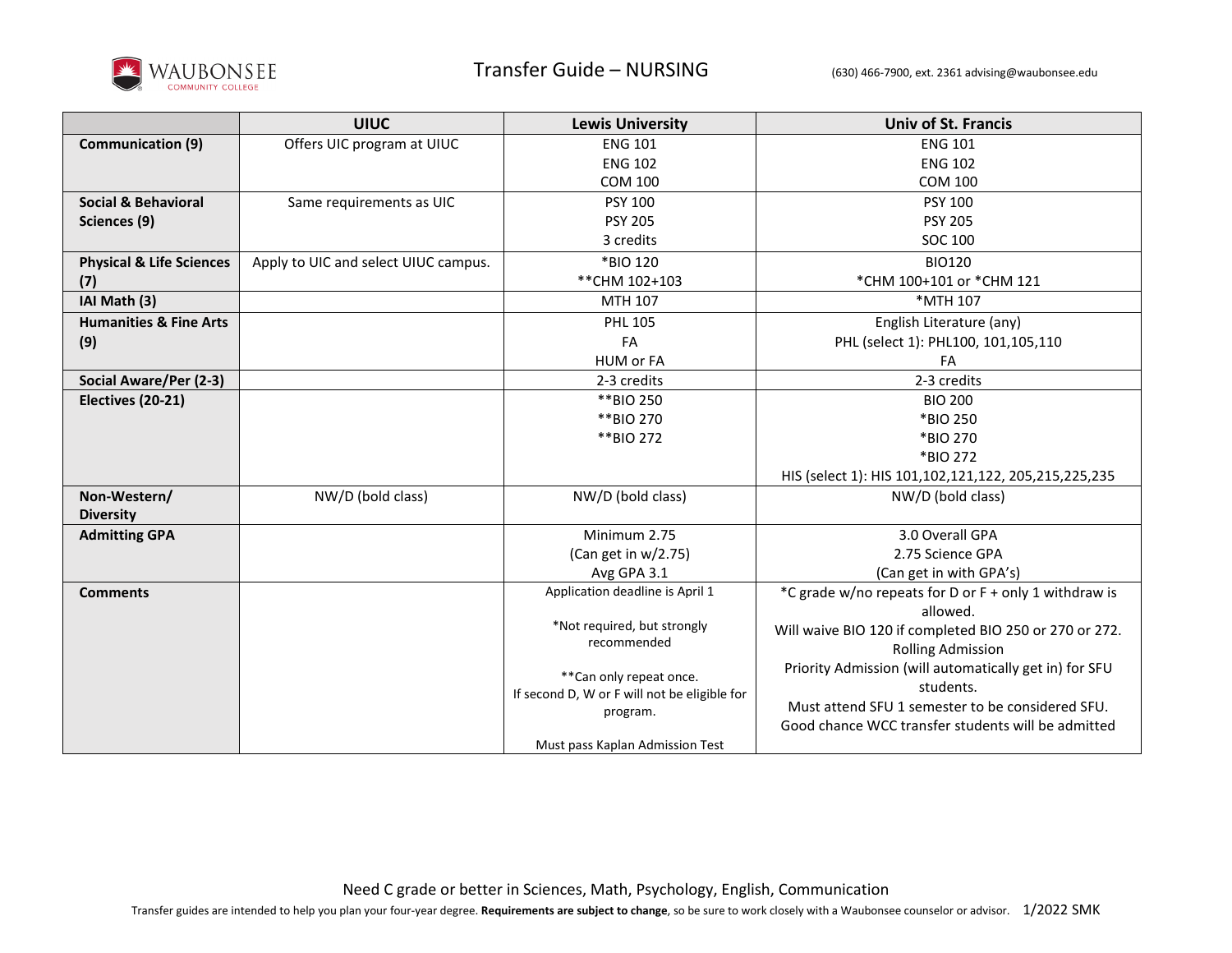# Transfer Guide – NURSING

(630) 466-7900, ext. 2361 advising@waubonsee.edu

| | UIUC | Lewis University | Univ of St. Francis |
|---|---|---|---|
| **Communication (9)** | Offers UIC program at UIUC | ENG 101<br>ENG 102<br>COM 100 | ENG 101<br>ENG 102<br>COM 100 |
| **Social & Behavioral Sciences (9)** | Same requirements as UIC | PSY 100<br>PSY 205<br>3 credits | PSY 100<br>PSY 205<br>SOC 100 |
| **Physical & Life Sciences (7)** | Apply to UIC and select UIUC campus. | *BIO 120<br>**CHM 102+103 | BIO120<br>*CHM 100+101 or *CHM 121 |
| **IAI Math (3)** | | MTH 107 | *MTH 107 |
| **Humanities & Fine Arts (9)** | | PHL 105<br>FA<br>HUM or FA | English Literature (any)<br>PHL (select 1): PHL100, 101,105,110<br>FA |
| **Social Aware/Per (2-3)** | | 2-3 credits | 2-3 credits |
| **Electives (20-21)** | | **BIO 250<br>**BIO 270<br>**BIO 272 | BIO 200<br>*BIO 250<br>*BIO 270<br>*BIO 272<br>HIS (select 1): HIS 101,102,121,122, 205,215,225,235 |
| **Non-Western/ Diversity** | NW/D (bold class) | NW/D (bold class) | NW/D (bold class) |
| **Admitting GPA** | | Minimum 2.75<br>(Can get in w/2.75)<br>Avg GPA 3.1 | 3.0 Overall GPA<br>2.75 Science GPA<br>(Can get in with GPA's) |
| **Comments** | | Application deadline is April 1<br><br>*Not required, but strongly recommended<br><br>**Can only repeat once.<br>If second D, W or F will not be eligible for program.<br><br>Must pass Kaplan Admission Test | *C grade w/no repeats for D or F + only 1 withdraw is allowed.<br>Will waive BIO 120 if completed BIO 250 or 270 or 272.<br>Rolling Admission<br>Priority Admission (will automatically get in) for SFU students.<br>Must attend SFU 1 semester to be considered SFU.<br>Good chance WCC transfer students will be admitted |

Need C grade or better in Sciences, Math, Psychology, English, Communication

Transfer guides are intended to help you plan your four-year degree. **Requirements are subject to change**, so be sure to work closely with a Waubonsee counselor or advisor. 1/2022 SMK